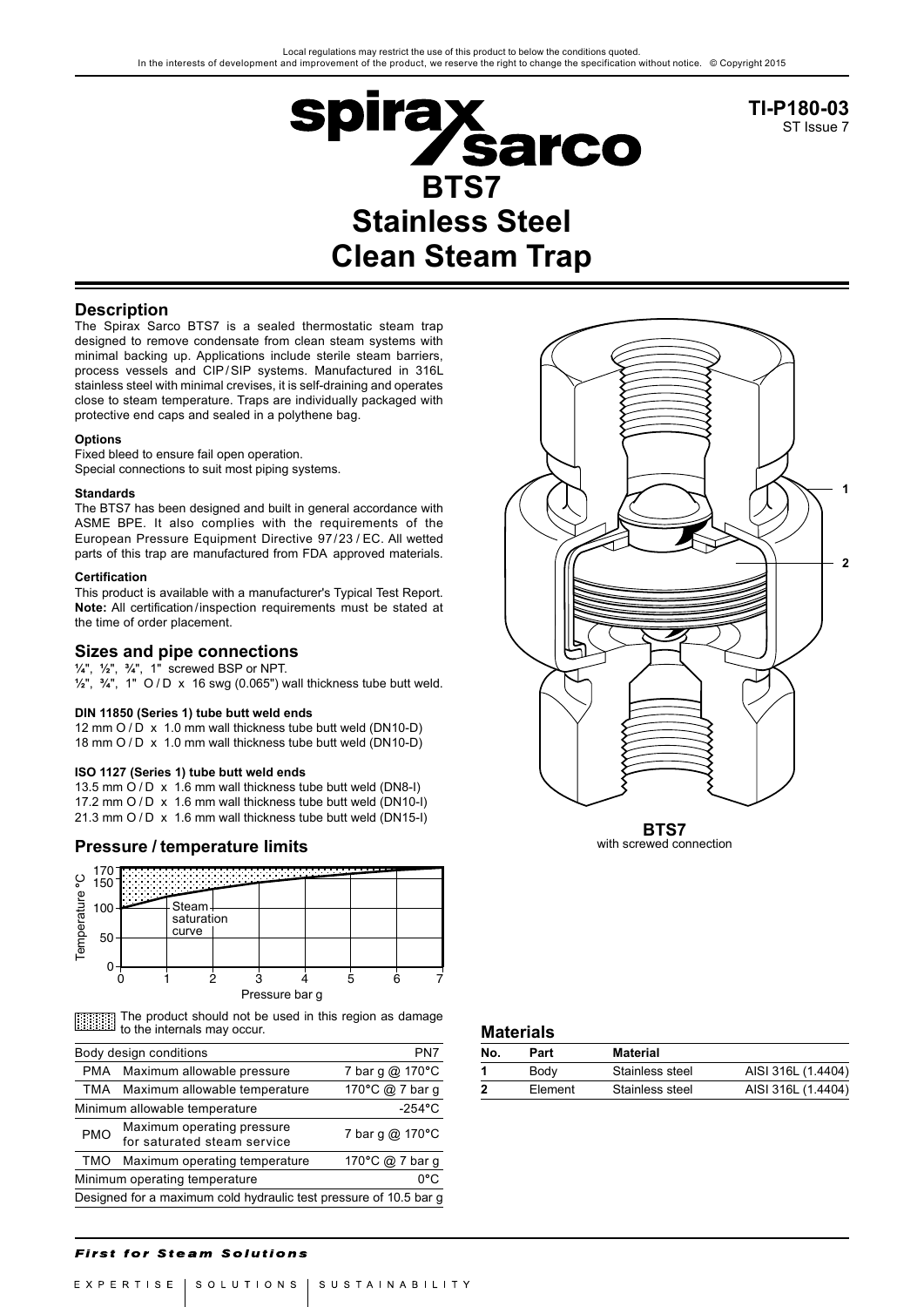Local regulations may restrict the use of this product to below the conditions quoted.
In the interests of development and improvement of the product, we reserve the right to change the specification without notice. © Copyright 2015

TI-P180-03
ST Issue 7

# BTS7 Stainless Steel Clean Steam Trap

## Description

The Spirax Sarco BTS7 is a sealed thermostatic steam trap designed to remove condensate from clean steam systems with minimal backing up. Applications include sterile steam barriers, process vessels and CIP / SIP systems. Manufactured in 316L stainless steel with minimal crevises, it is self-draining and operates close to steam temperature. Traps are individually packaged with protective end caps and sealed in a polythene bag.

#### Options

Fixed bleed to ensure fail open operation.
Special connections to suit most piping systems.

#### Standards

The BTS7 has been designed and built in general accordance with ASME BPE. It also complies with the requirements of the European Pressure Equipment Directive 97 / 23 / EC. All wetted parts of this trap are manufactured from FDA approved materials.

#### Certification

This product is available with a manufacturer's Typical Test Report.
**Note:** All certification / inspection requirements must be stated at the time of order placement.

## Sizes and pipe connections

¼", ½", ¾", 1" screwed BSP or NPT.
½", ¾", 1" O / D x 16 swg (0.065") wall thickness tube butt weld.

#### DIN 11850 (Series 1) tube butt weld ends

12 mm O / D x 1.0 mm wall thickness tube butt weld (DN10-D)
18 mm O / D x 1.0 mm wall thickness tube butt weld (DN10-D)

#### ISO 1127 (Series 1) tube butt weld ends

13.5 mm O / D x 1.6 mm wall thickness tube butt weld (DN8-I)
17.2 mm O / D x 1.6 mm wall thickness tube butt weld (DN10-I)
21.3 mm O / D x 1.6 mm wall thickness tube butt weld (DN15-I)

## Pressure / temperature limits

The product should not be used in this region as damage to the internals may occur.

| Body design conditions | | PN7 |
|---|---|---|
| PMA | Maximum allowable pressure | 7 bar g @ 170°C |
| TMA | Maximum allowable temperature | 170°C @ 7 bar g |
| Minimum allowable temperature | | -254°C |
| PMO | Maximum operating pressure for saturated steam service | 7 bar g @ 170°C |
| TMO | Maximum operating temperature | 170°C @ 7 bar g |
| Minimum operating temperature | | 0°C |
| Designed for a maximum cold hydraulic test pressure of 10.5 bar g | | |

**BTS7**
with screwed connection

## Materials

| No. | Part | Material | |
|---|---|---|---|
| 1 | Body | Stainless steel | AISI 316L (1.4404) |
| 2 | Element | Stainless steel | AISI 316L (1.4404) |

*First for Steam Solutions*

EXPERTISE | SOLUTIONS | SUSTAINABILITY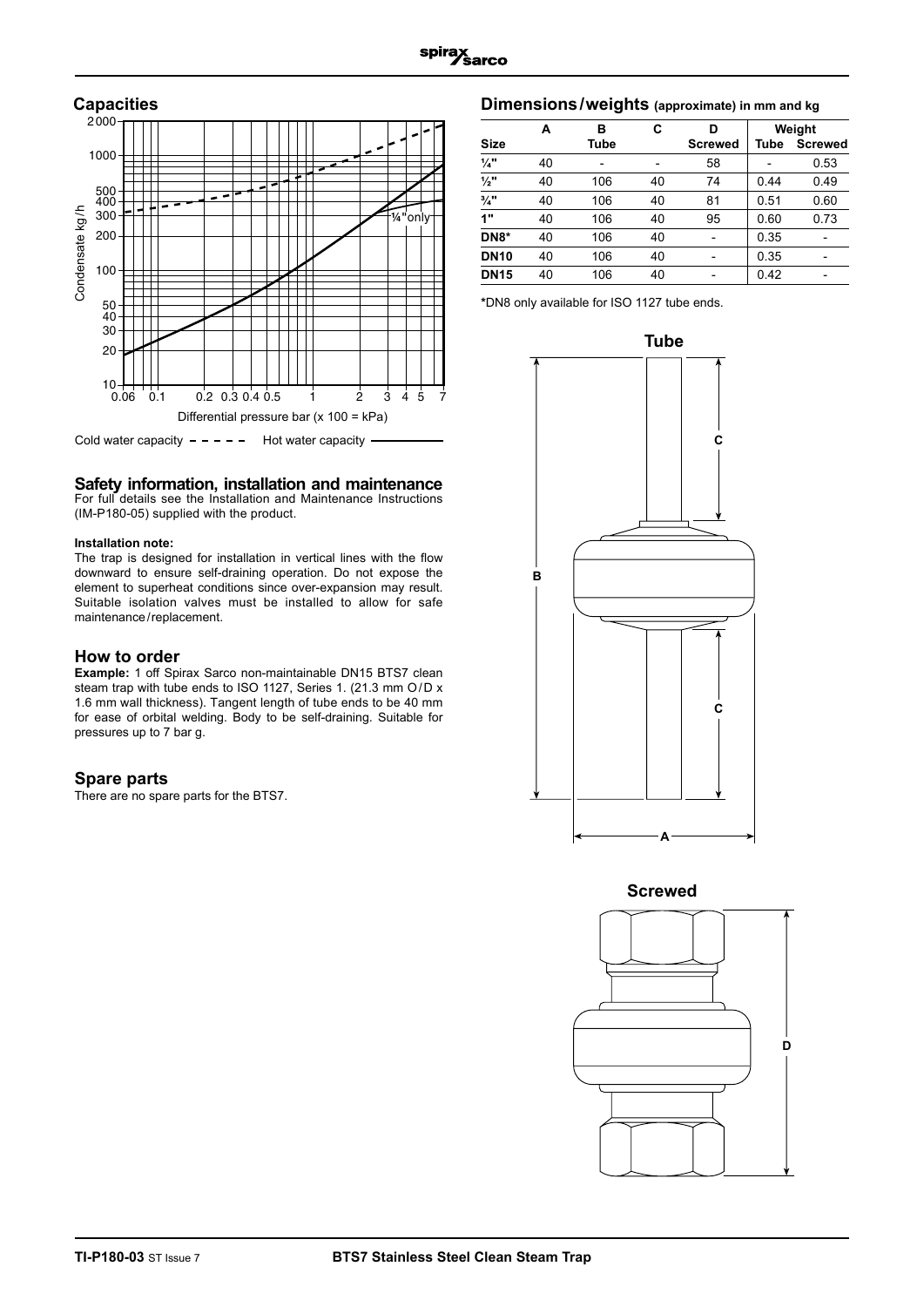## Capacities

2000
1000
500
400
300
200
100
50
40
30
20
10

Condensate kg/h

¼" only

0.06 0.1 0.2 0.3 0.4 0.5 1 2 3 4 5 7

Differential pressure bar (x 100 = kPa)

Cold water capacity - - - - - Hot water capacity ———

## Safety information, installation and maintenance

For full details see the Installation and Maintenance Instructions (IM-P180-05) supplied with the product.

**Installation note:**

The trap is designed for installation in vertical lines with the flow downward to ensure self-draining operation. Do not expose the element to superheat conditions since over-expansion may result. Suitable isolation valves must be installed to allow for safe maintenance/replacement.

## How to order

**Example:** 1 off Spirax Sarco non-maintainable DN15 BTS7 clean steam trap with tube ends to ISO 1127, Series 1. (21.3 mm O/D x 1.6 mm wall thickness). Tangent length of tube ends to be 40 mm for ease of orbital welding. Body to be self-draining. Suitable for pressures up to 7 bar g.

## Spare parts

There are no spare parts for the BTS7.

## Dimensions/weights (approximate) in mm and kg

| Size | A | B Tube | C | D Screwed | Weight Tube | Weight Screwed |
|---|---|---|---|---|---|---|
| ¼" | 40 | - | - | 58 | - | 0.53 |
| ½" | 40 | 106 | 40 | 74 | 0.44 | 0.49 |
| ¾" | 40 | 106 | 40 | 81 | 0.51 | 0.60 |
| 1" | 40 | 106 | 40 | 95 | 0.60 | 0.73 |
| DN8* | 40 | 106 | 40 | - | 0.35 | - |
| DN10 | 40 | 106 | 40 | - | 0.35 | - |
| DN15 | 40 | 106 | 40 | - | 0.42 | - |

*DN8 only available for ISO 1127 tube ends.

**Tube**

B C C A

**Screwed**

D